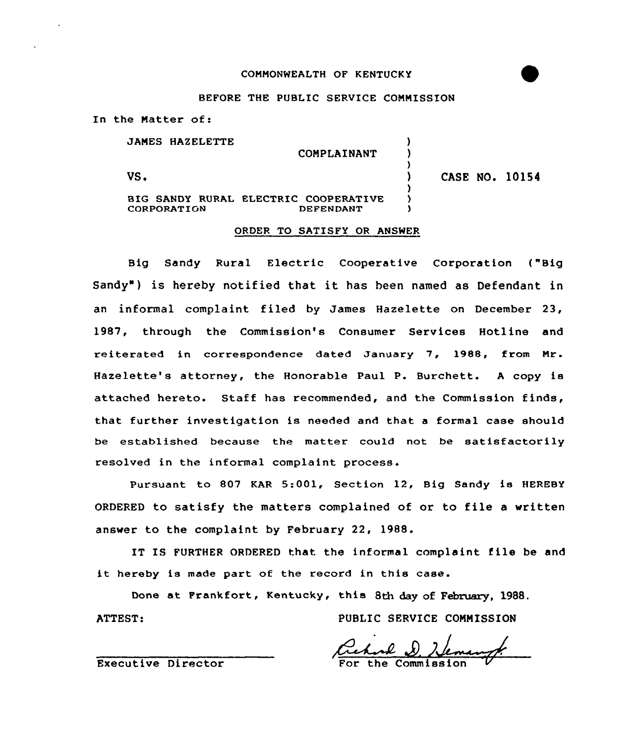COMMONWEALTH OF KENTUCKY

BEFORE THE PUBLIC SERVICE COMMISSION

In the Matter of:

JAMES HAZELETTE
COMPLAINANT

VS.

BIG SANDY RURAL ELECTRIC COOPERATIVE CORPORATION
DEFENDANT

CASE NO. 10154

ORDER TO SATISFY OR ANSWER

Big Sandy Rural Electric Cooperative Corporation ("Big Sandy") is hereby notified that it has been named as Defendant in an informal complaint filed by James Hazelette on December 23, 1987, through the Commission's Consumer Services Hotline and reiterated in correspondence dated January 7, 1988, from Mr. Hazelette's attorney, the Honorable Paul P. Burchett. A copy is attached hereto. Staff has recommended, and the Commission finds, that further investigation is needed and that a formal case should be established because the matter could not be satisfactorily resolved in the informal complaint process.

Pursuant to 807 KAR 5:001, Section 12, Big Sandy is HEREBY ORDERED to satisfy the matters complained of or to file a written answer to the complaint by February 22, 1988.

IT IS FURTHER ORDERED that the informal complaint file be and it hereby is made part of the record in this case.

Done at Frankfort, Kentucky, this 8th day of February, 1988.

ATTEST:

Executive Director

PUBLIC SERVICE COMMISSION

Richard D. Hemanf
For the Commission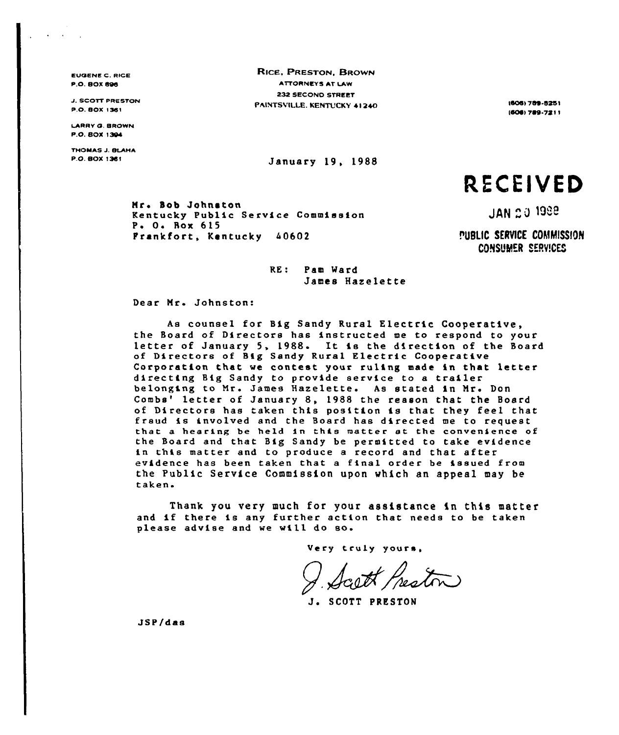EUGENE C. RICE
P.O. BOX 696

J. SCOTT PRESTON
P.O. BOX 1361

LARRY G. BROWN
P.O. BOX 1394

THOMAS J. BLAHA
P.O. BOX 1361

**RICE, PRESTON, BROWN**
ATTORNEYS AT LAW
232 SECOND STREET
PAINTSVILLE, KENTUCKY 41240

(606) 789-5251
(606) 789-7211

January 19, 1988

**RECEIVED**

JAN 20 1988

PUBLIC SERVICE COMMISSION
CONSUMER SERVICES

Mr. Bob Johnston
Kentucky Public Service Commission
P. O. Box 615
Frankfort, Kentucky 40602

RE: Pam Ward
James Hazelette

Dear Mr. Johnston:

As counsel for Big Sandy Rural Electric Cooperative, the Board of Directors has instructed me to respond to your letter of January 5, 1988. It is the direction of the Board of Directors of Big Sandy Rural Electric Cooperative Corporation that we contest your ruling made in that letter directing Big Sandy to provide service to a trailer belonging to Mr. James Hazelette. As stated in Mr. Don Combs' letter of January 8, 1988 the reason that the Board of Directors has taken this position is that they feel that fraud is involved and the Board has directed me to request that a hearing be held in this matter at the convenience of the Board and that Big Sandy be permitted to take evidence in this matter and to produce a record and that after evidence has been taken that a final order be issued from the Public Service Commission upon which an appeal may be taken.

Thank you very much for your assistance in this matter and if there is any further action that needs to be taken please advise and we will do so.

Very truly yours,

*J. Scott Preston*

J. SCOTT PRESTON

JSP/das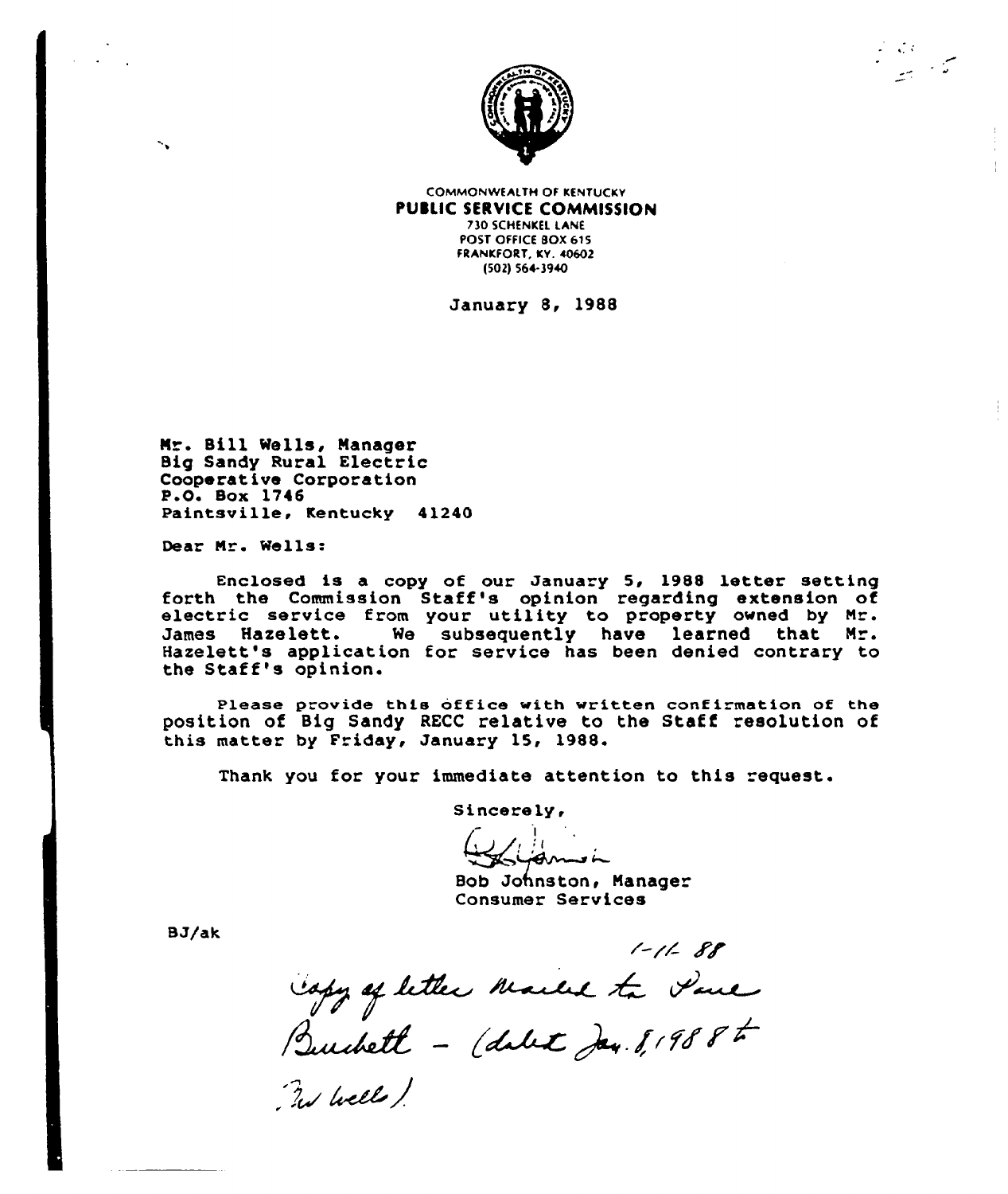COMMONWEALTH OF KENTUCKY

**PUBLIC SERVICE COMMISSION**

730 SCHENKEL LANE
POST OFFICE BOX 615
FRANKFORT, KY. 40602
(502) 564-3940

January 8, 1988

Mr. Bill Wells, Manager
Big Sandy Rural Electric
Cooperative Corporation
P.O. Box 1746
Paintsville, Kentucky 41240

Dear Mr. Wells:

Enclosed is a copy of our January 5, 1988 letter setting forth the Commission Staff's opinion regarding extension of electric service from your utility to property owned by Mr. James Hazelett. We subsequently have learned that Mr. Hazelett's application for service has been denied contrary to the Staff's opinion.

Please provide this office with written confirmation of the position of Big Sandy RECC relative to the Staff resolution of this matter by Friday, January 15, 1988.

Thank you for your immediate attention to this request.

Sincerely,

Bob Johnston, Manager
Consumer Services

BJ/ak

1-11-88
Copy of letter mailed to Paul Burchett - (dated Jan. 8, 1988 to Bw Wells)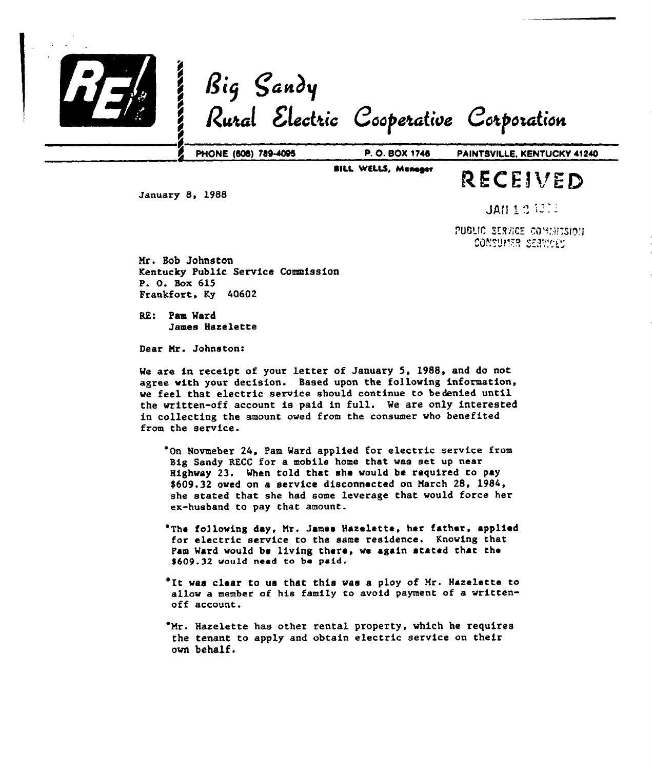# Big Sandy
# Rural Electric Cooperative Corporation

PHONE (606) 789-4095 P. O. BOX 1746 PAINTSVILLE, KENTUCKY 41240

BILL WELLS, Manager

RECEIVED

JAN 1 2 1988

PUBLIC SERVICE COMMISSION
CONSUMER SERVICES

January 8, 1988

Mr. Bob Johnston
Kentucky Public Service Commission
P. O. Box 615
Frankfort, Ky 40602

RE: Pam Ward
James Hazelette

Dear Mr. Johnston:

We are in receipt of your letter of January 5, 1988, and do not agree with your decision. Based upon the following information, we feel that electric service should continue to be denied until the written-off account is paid in full. We are only interested in collecting the amount owed from the consumer who benefited from the service.

- On Novmeber 24, Pam Ward applied for electric service from Big Sandy RECC for a mobile home that was set up near Highway 23. When told that she would be required to pay $609.32 owed on a service disconnected on March 28, 1984, she stated that she had some leverage that would force her ex-husband to pay that amount.

- The following day, Mr. James Hazelette, her father, applied for electric service to the same residence. Knowing that Pam Ward would be living there, we again stated that the $609.32 would need to be paid.

- It was clear to us that this was a ploy of Mr. Hazelette to allow a member of his family to avoid payment of a written-off account.

- Mr. Hazelette has other rental property, which he requires the tenant to apply and obtain electric service on their own behalf.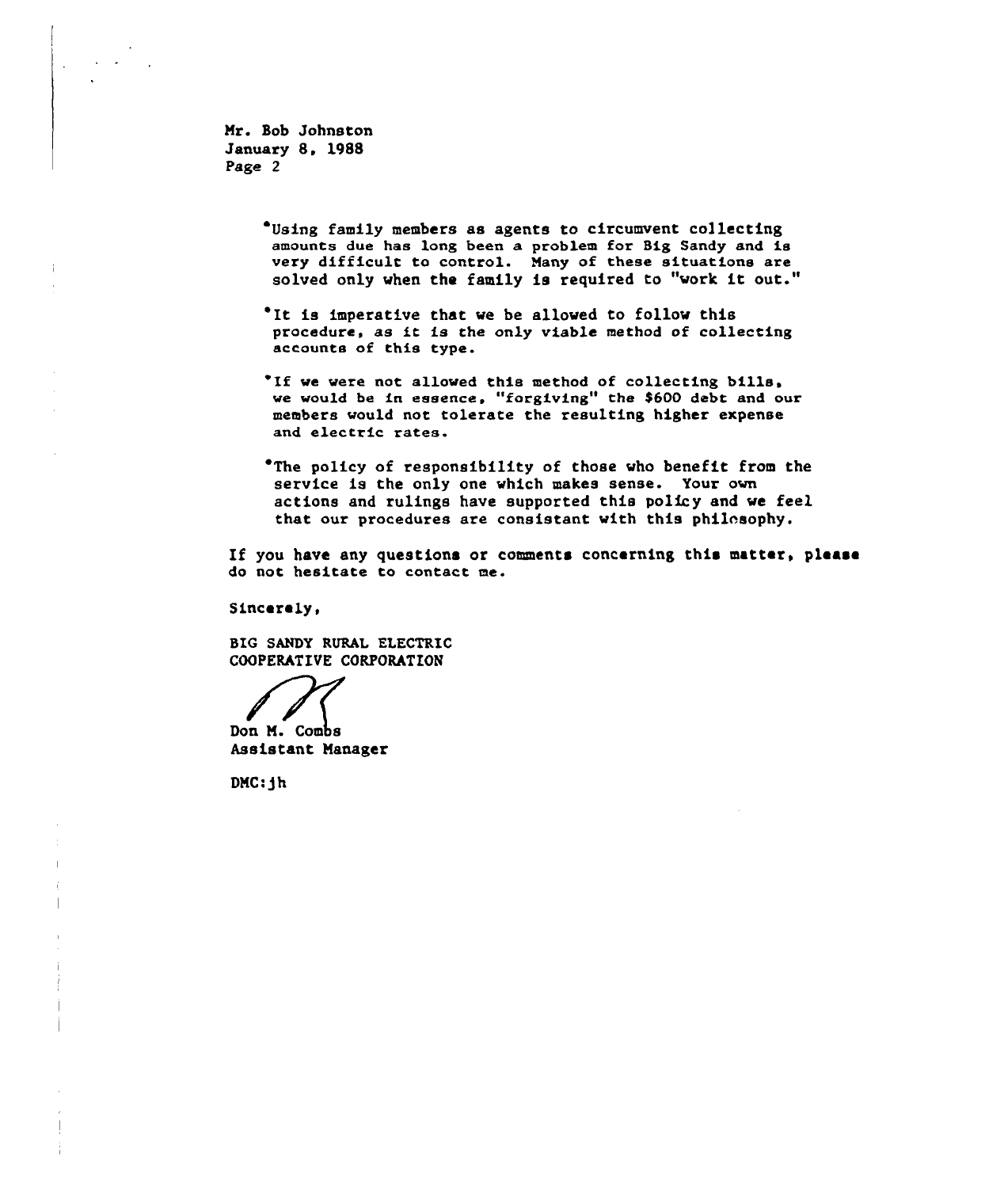Mr. Bob Johnston
January 8, 1988
Page 2

- Using family members as agents to circumvent collecting amounts due has long been a problem for Big Sandy and is very difficult to control. Many of these situations are solved only when the family is required to "work it out."

- It is imperative that we be allowed to follow this procedure, as it is the only viable method of collecting accounts of this type.

- If we were not allowed this method of collecting bills, we would be in essence, "forgiving" the $600 debt and our members would not tolerate the resulting higher expense and electric rates.

- The policy of responsibility of those who benefit from the service is the only one which makes sense. Your own actions and rulings have supported this policy and we feel that our procedures are consistant with this philosophy.

If you have any questions or comments concerning this matter, please do not hesitate to contact me.

Sincerely,

BIG SANDY RURAL ELECTRIC
COOPERATIVE CORPORATION

Don M. Combs
Assistant Manager

DMC:jh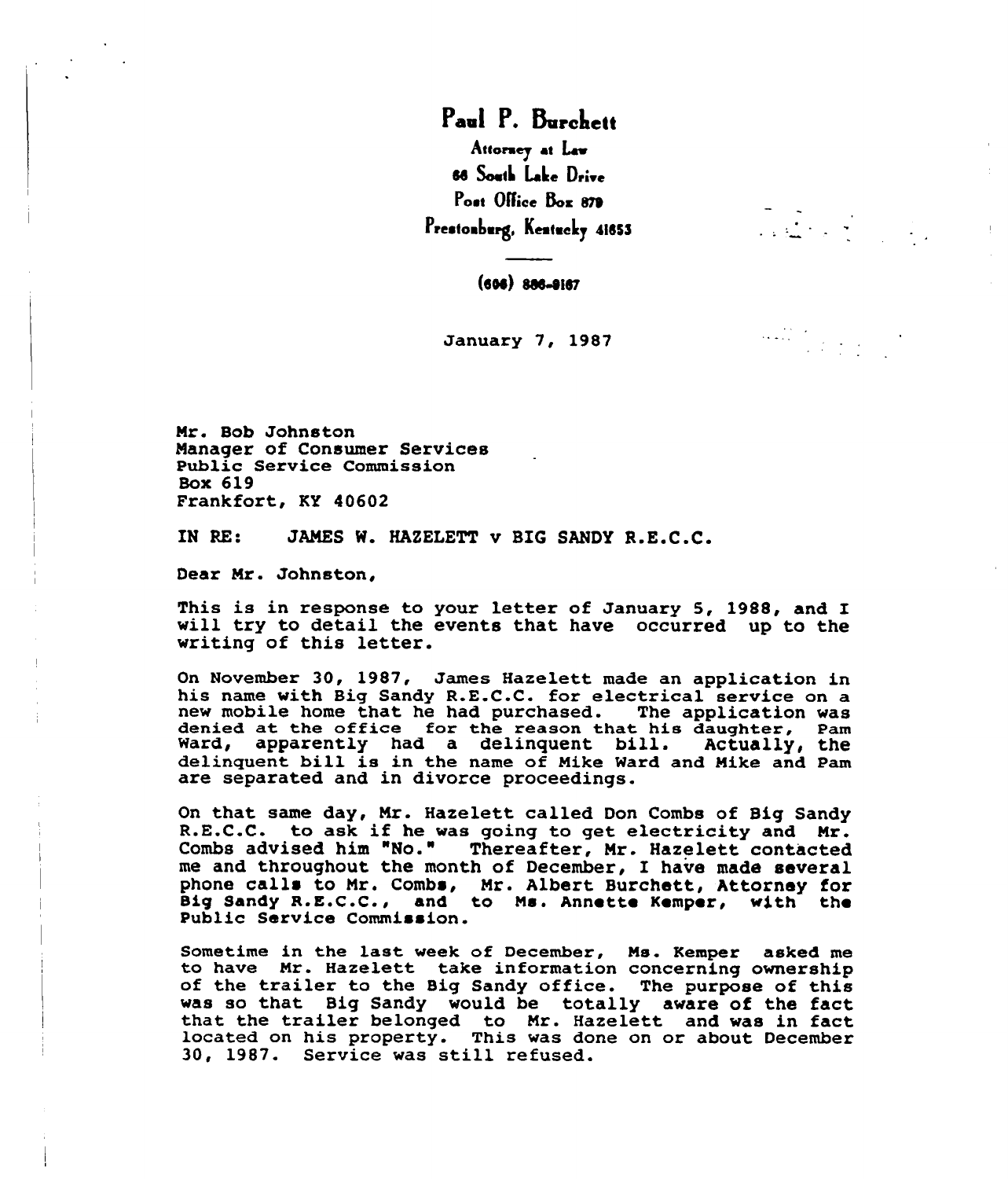# Paul P. Burchett

Attorney at Law
66 South Lake Drive
Post Office Box 879
Prestonburg, Kentucky 41653

(606) 886-9167

January 7, 1987

Mr. Bob Johnston
Manager of Consumer Services
Public Service Commission
Box 619
Frankfort, KY 40602

IN RE: JAMES W. HAZELETT v BIG SANDY R.E.C.C.

Dear Mr. Johnston,

This is in response to your letter of January 5, 1988, and I will try to detail the events that have occurred up to the writing of this letter.

On November 30, 1987, James Hazelett made an application in his name with Big Sandy R.E.C.C. for electrical service on a new mobile home that he had purchased. The application was denied at the office for the reason that his daughter, Pam Ward, apparently had a delinquent bill. Actually, the delinquent bill is in the name of Mike Ward and Mike and Pam are separated and in divorce proceedings.

On that same day, Mr. Hazelett called Don Combs of Big Sandy R.E.C.C. to ask if he was going to get electricity and Mr. Combs advised him "No." Thereafter, Mr. Hazelett contacted me and throughout the month of December, I have made several phone calls to Mr. Combs, Mr. Albert Burchett, Attorney for Big Sandy R.E.C.C., and to Ms. Annette Kemper, with the Public Service Commission.

Sometime in the last week of December, Ms. Kemper asked me to have Mr. Hazelett take information concerning ownership of the trailer to the Big Sandy office. The purpose of this was so that Big Sandy would be totally aware of the fact that the trailer belonged to Mr. Hazelett and was in fact located on his property. This was done on or about December 30, 1987. Service was still refused.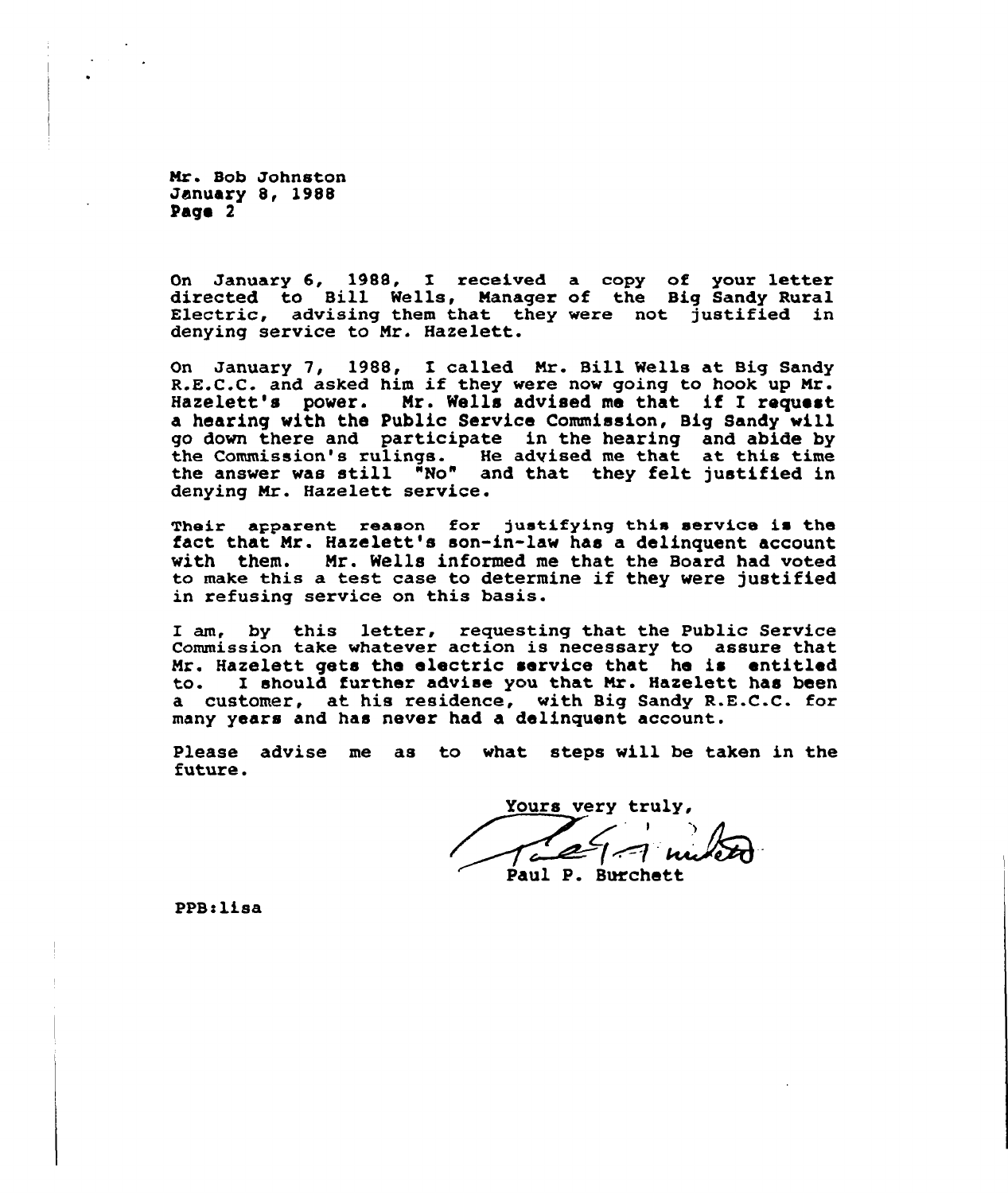Mr. Bob Johnston
January 8, 1988
Page 2

On January 6, 1988, I received a copy of your letter directed to Bill Wells, Manager of the Big Sandy Rural Electric, advising them that they were not justified in denying service to Mr. Hazelett.

On January 7, 1988, I called Mr. Bill Wells at Big Sandy R.E.C.C. and asked him if they were now going to hook up Mr. Hazelett's power. Mr. Wells advised me that if I request a hearing with the Public Service Commission, Big Sandy will go down there and participate in the hearing and abide by the Commission's rulings. He advised me that at this time the answer was still "No" and that they felt justified in denying Mr. Hazelett service.

Their apparent reason for justifying this service is the fact that Mr. Hazelett's son-in-law has a delinquent account with them. Mr. Wells informed me that the Board had voted to make this a test case to determine if they were justified in refusing service on this basis.

I am, by this letter, requesting that the Public Service Commission take whatever action is necessary to assure that Mr. Hazelett gets the electric service that he is entitled to. I should further advise you that Mr. Hazelett has been a customer, at his residence, with Big Sandy R.E.C.C. for many years and has never had a delinquent account.

Please advise me as to what steps will be taken in the future.

Yours very truly,

Paul P. Burchett

PPB:lisa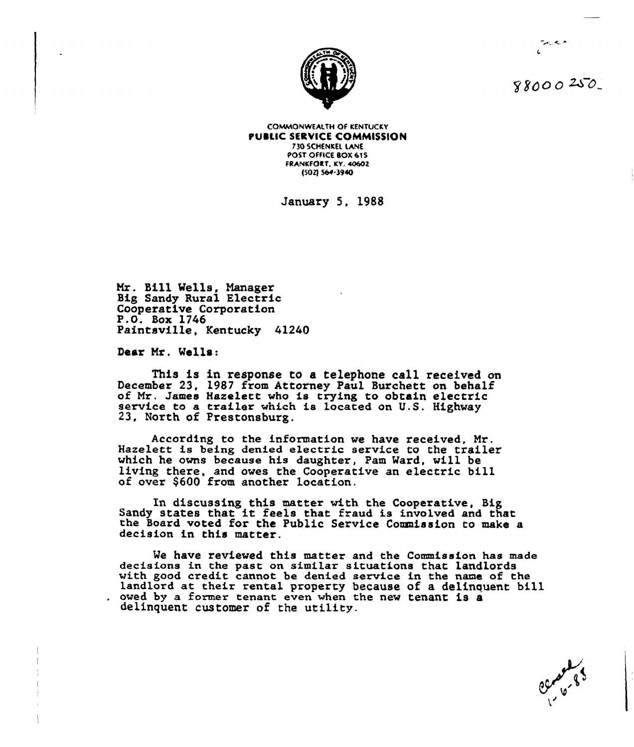88000250

COMMONWEALTH OF KENTUCKY
**PUBLIC SERVICE COMMISSION**
730 SCHENKEL LANE
POST OFFICE BOX 615
FRANKFORT, KY. 40602
(502) 564-3940

January 5, 1988

Mr. Bill Wells, Manager
Big Sandy Rural Electric
Cooperative Corporation
P.O. Box 1746
Paintsville, Kentucky 41240

**Dear Mr. Wells:**

This is in response to a telephone call received on December 23, 1987 from Attorney Paul Burchett on behalf of Mr. James Hazelett who is trying to obtain electric service to a trailer which is located on U.S. Highway 23, North of Prestonsburg.

According to the information we have received, Mr. Hazelett is being denied electric service to the trailer which he owns because his daughter, Pam Ward, will be living there, and owes the Cooperative an electric bill of over $600 from another location.

In discussing this matter with the Cooperative, Big Sandy states that it feels that fraud is involved and that the Board voted for the Public Service Commission to make a decision in this matter.

We have reviewed this matter and the Commission has made decisions in the past on similar situations that landlords with good credit cannot be denied service in the name of the landlord at their rental property because of a delinquent bill owed by a former tenant even when the new tenant is a delinquent customer of the utility.

Closed 1-6-88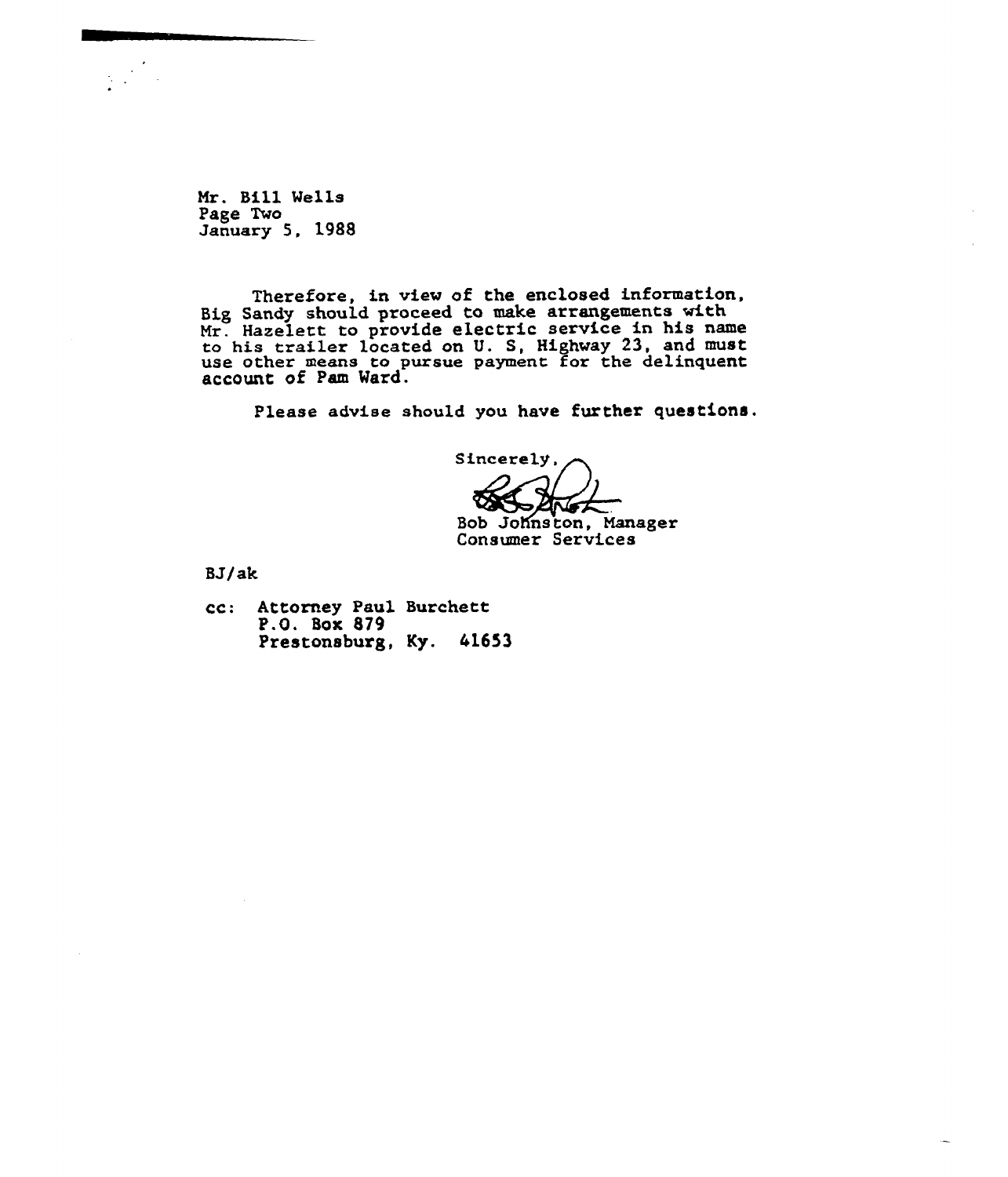Mr. Bill Wells
Page Two
January 5, 1988

Therefore, in view of the enclosed information, Big Sandy should proceed to make arrangements with Mr. Hazelett to provide electric service in his name to his trailer located on U. S, Highway 23, and must use other means to pursue payment for the delinquent account of Pam Ward.

Please advise should you have further questions.

Sincerely,

Bob Johnston, Manager
Consumer Services

BJ/ak

cc: Attorney Paul Burchett
P.O. Box 879
Prestonsburg, Ky. 41653